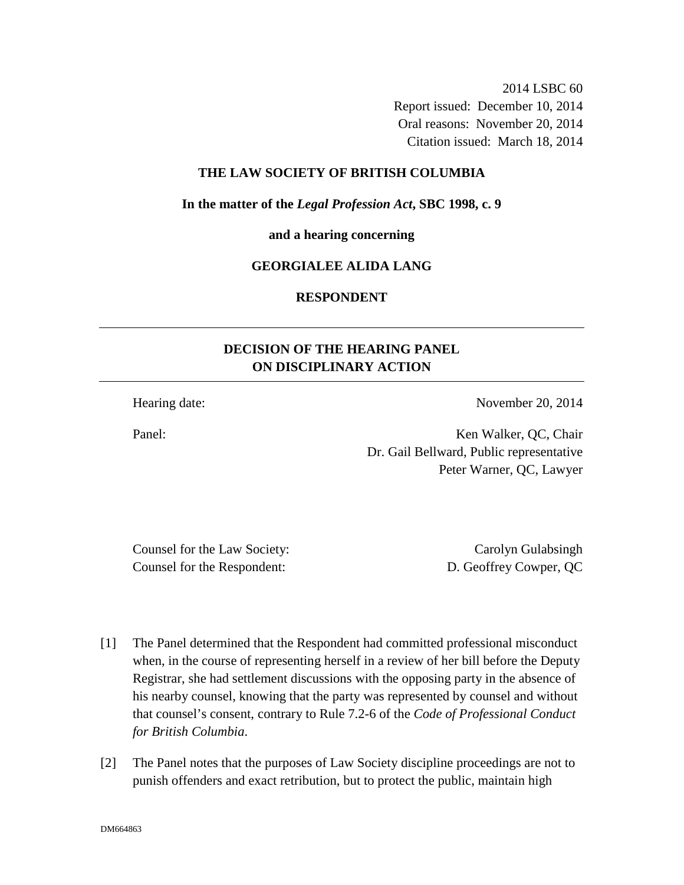2014 LSBC 60
Report issued: December 10, 2014
Oral reasons: November 20, 2014
Citation issued: March 18, 2014

**THE LAW SOCIETY OF BRITISH COLUMBIA**

**In the matter of the *Legal Profession Act*, SBC 1998, c. 9**

**and a hearing concerning**

**GEORGIALEE ALIDA LANG**

**RESPONDENT**

---

## DECISION OF THE HEARING PANEL ON DISCIPLINARY ACTION

---

| | |
|---|---|
| Hearing date: | November 20, 2014 |
| Panel: | Ken Walker, QC, Chair<br>Dr. Gail Bellward, Public representative<br>Peter Warner, QC, Lawyer |

| | |
|---|---|
| Counsel for the Law Society: | Carolyn Gulabsingh |
| Counsel for the Respondent: | D. Geoffrey Cowper, QC |

[1] The Panel determined that the Respondent had committed professional misconduct when, in the course of representing herself in a review of her bill before the Deputy Registrar, she had settlement discussions with the opposing party in the absence of his nearby counsel, knowing that the party was represented by counsel and without that counsel's consent, contrary to Rule 7.2-6 of the *Code of Professional Conduct for British Columbia*.

[2] The Panel notes that the purposes of Law Society discipline proceedings are not to punish offenders and exact retribution, but to protect the public, maintain high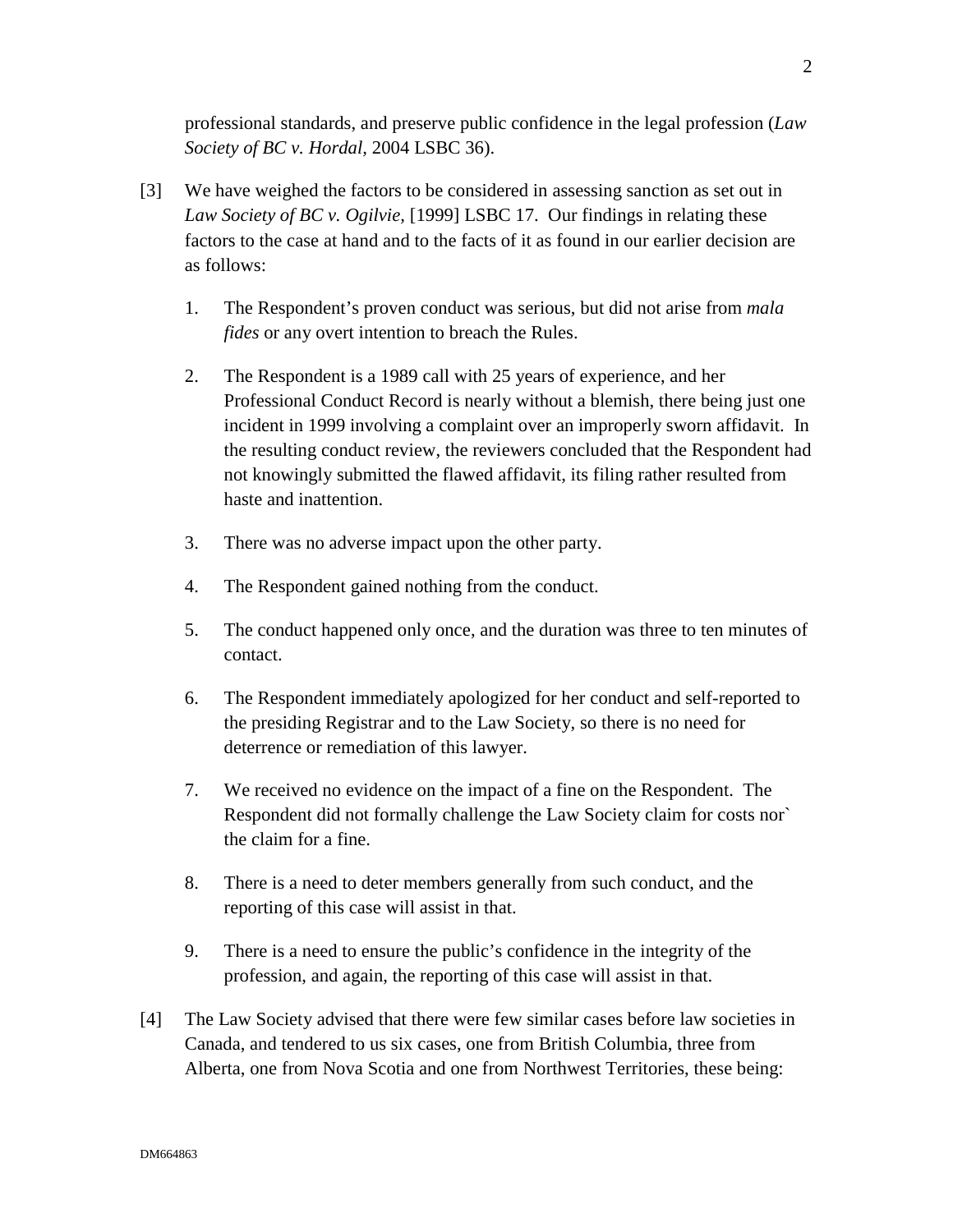professional standards, and preserve public confidence in the legal profession (*Law Society of BC v. Hordal,* 2004 LSBC 36).

[3] We have weighed the factors to be considered in assessing sanction as set out in *Law Society of BC v. Ogilvie,* [1999] LSBC 17. Our findings in relating these factors to the case at hand and to the facts of it as found in our earlier decision are as follows:

1. The Respondent's proven conduct was serious, but did not arise from *mala fides* or any overt intention to breach the Rules.

2. The Respondent is a 1989 call with 25 years of experience, and her Professional Conduct Record is nearly without a blemish, there being just one incident in 1999 involving a complaint over an improperly sworn affidavit. In the resulting conduct review, the reviewers concluded that the Respondent had not knowingly submitted the flawed affidavit, its filing rather resulted from haste and inattention.

3. There was no adverse impact upon the other party.

4. The Respondent gained nothing from the conduct.

5. The conduct happened only once, and the duration was three to ten minutes of contact.

6. The Respondent immediately apologized for her conduct and self-reported to the presiding Registrar and to the Law Society, so there is no need for deterrence or remediation of this lawyer.

7. We received no evidence on the impact of a fine on the Respondent. The Respondent did not formally challenge the Law Society claim for costs nor` the claim for a fine.

8. There is a need to deter members generally from such conduct, and the reporting of this case will assist in that.

9. There is a need to ensure the public's confidence in the integrity of the profession, and again, the reporting of this case will assist in that.

[4] The Law Society advised that there were few similar cases before law societies in Canada, and tendered to us six cases, one from British Columbia, three from Alberta, one from Nova Scotia and one from Northwest Territories, these being: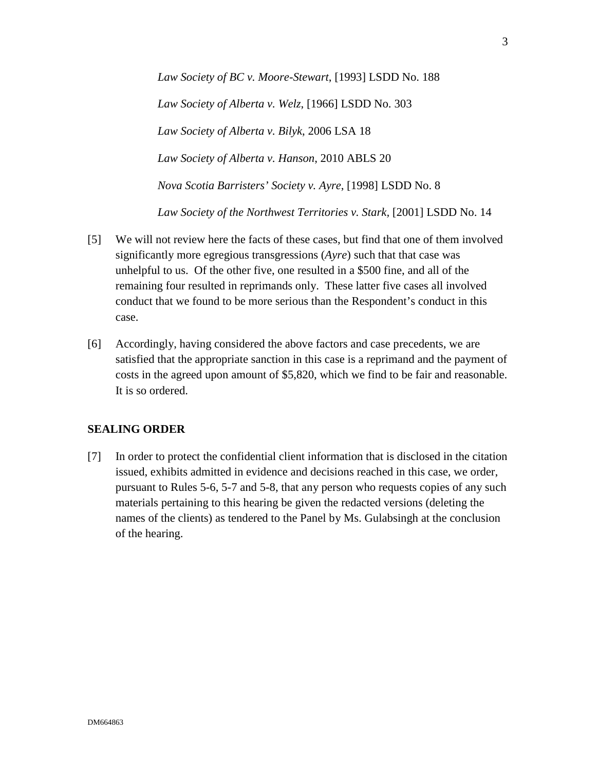*Law Society of BC v. Moore-Stewart*, [1993] LSDD No. 188

*Law Society of Alberta v. Welz*, [1966] LSDD No. 303

*Law Society of Alberta v. Bilyk*, 2006 LSA 18

*Law Society of Alberta v. Hanson*, 2010 ABLS 20

*Nova Scotia Barristers' Society v. Ayre*, [1998] LSDD No. 8

*Law Society of the Northwest Territories v. Stark*, [2001] LSDD No. 14

[5] We will not review here the facts of these cases, but find that one of them involved significantly more egregious transgressions (*Ayre*) such that that case was unhelpful to us. Of the other five, one resulted in a $500 fine, and all of the remaining four resulted in reprimands only. These latter five cases all involved conduct that we found to be more serious than the Respondent's conduct in this case.

[6] Accordingly, having considered the above factors and case precedents, we are satisfied that the appropriate sanction in this case is a reprimand and the payment of costs in the agreed upon amount of $5,820, which we find to be fair and reasonable. It is so ordered.

## SEALING ORDER

[7] In order to protect the confidential client information that is disclosed in the citation issued, exhibits admitted in evidence and decisions reached in this case, we order, pursuant to Rules 5-6, 5-7 and 5-8, that any person who requests copies of any such materials pertaining to this hearing be given the redacted versions (deleting the names of the clients) as tendered to the Panel by Ms. Gulabsingh at the conclusion of the hearing.

DM664863